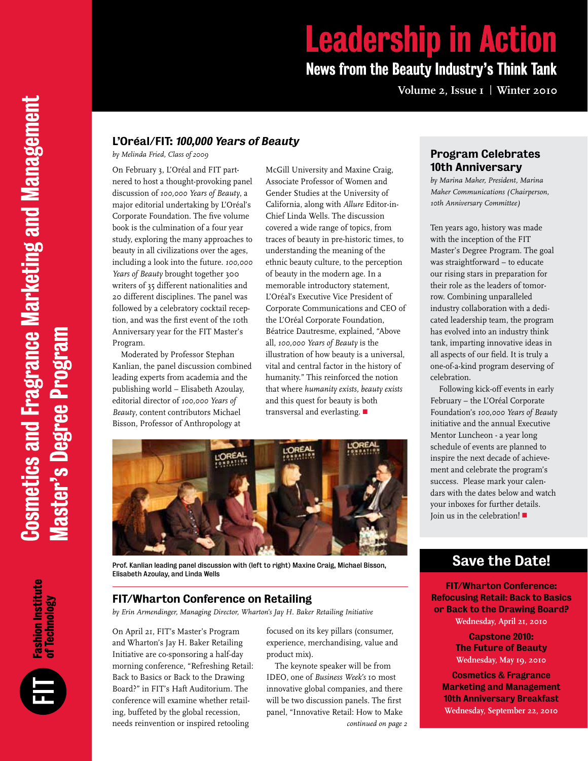# Leadership in Action

## News from the Beauty Industry's Think Tank

**Volume 2, Issue 1 | Winter 2010**

Cosmetics and Fragrance Marketing and Management Master's Degree Program

Fashion Institute of Technology

## L'Oréal/FIT: *100,000 Years of Beauty*

*by Melinda Fried, Class of 2009*

On February 3, L'Oréal and FIT partnered to host a thought-provoking panel discussion of *100,000 Years of Beauty*, a major editorial undertaking by L'Oréal's Corporate Foundation. The five volume book is the culmination of a four year study, exploring the many approaches to beauty in all civilizations over the ages, including a look into the future. *100,000 Years of Beauty* brought together 300 writers of 35 different nationalities and 20 different disciplines. The panel was followed by a celebratory cocktail reception, and was the first event of the 10th Anniversary year for the FIT Master's Program.

Moderated by Professor Stephan Kanlian, the panel discussion combined leading experts from academia and the publishing world – Elisabeth Azoulay, editorial director of *100,000 Years of Beauty*, content contributors Michael Bisson, Professor of Anthropology at McGill University and Maxine Craig, Associate Professor of Women and Gender Studies at the University of California, along with *Allure* Editor-in-Chief Linda Wells. The discussion covered a wide range of topics, from traces of beauty in pre-historic times, to understanding the meaning of the ethnic beauty culture, to the perception of beauty in the modern age. In a memorable introductory statement, L'Oréal's Executive Vice President of Corporate Communications and CEO of the L'Oréal Corporate Foundation, Béatrice Dautresme, explained, "Above all, *100,000 Years of Beauty* is the illustration of how beauty is a universal, vital and central factor in the history of humanity." This reinforced the notion that where *humanity exists, beauty exists* and this quest for beauty is both transversal and everlasting. ■

Prof. Kanlian leading panel discussion with (left to right) Maxine Craig, Michael Bisson, Elisabeth Azoulay, and Linda Wells

## FIT/Wharton Conference on Retailing

*by Erin Armendinger, Managing Director, Wharton's Jay H. Baker Retailing Initiative*

On April 21, FIT's Master's Program and Wharton's Jay H. Baker Retailing Initiative are co-sponsoring a half-day morning conference, "Refreshing Retail: Back to Basics or Back to the Drawing Board?" in FIT's Haft Auditorium. The conference will examine whether retailing, buffeted by the global recession, needs reinvention or inspired retooling focused on its key pillars (consumer, experience, merchandising, value and product mix).

The keynote speaker will be from IDEO, one of *Business Week's* 10 most innovative global companies, and there will be two discussion panels. The first panel, "Innovative Retail: How to Make

*continued on page 2*

## Program Celebrates 10th Anniversary

*by Marina Maher, President, Marina Maher Communications (Chairperson, 10th Anniversary Committee)*

Ten years ago, history was made with the inception of the FIT Master's Degree Program. The goal was straightforward – to educate our rising stars in preparation for their role as the leaders of tomorrow. Combining unparalleled industry collaboration with a dedicated leadership team, the program has evolved into an industry think tank, imparting innovative ideas in all aspects of our field. It is truly a one-of-a-kind program deserving of celebration.

Following kick-off events in early February – the L'Oréal Corporate Foundation's *100,000 Years of Beauty* initiative and the annual Executive Mentor Luncheon - a year long schedule of events are planned to inspire the next decade of achievement and celebrate the program's success. Please mark your calendars with the dates below and watch your inboxes for further details. Join us in the celebration! ■

## Save the Date!

**FIT/Wharton Conference: Refocusing Retail: Back to Basics or Back to the Drawing Board?**
Wednesday, April 21, 2010

**Capstone 2010: The Future of Beauty**
Wednesday, May 19, 2010

**Cosmetics & Fragrance Marketing and Management 10th Anniversary Breakfast**
Wednesday, September 22, 2010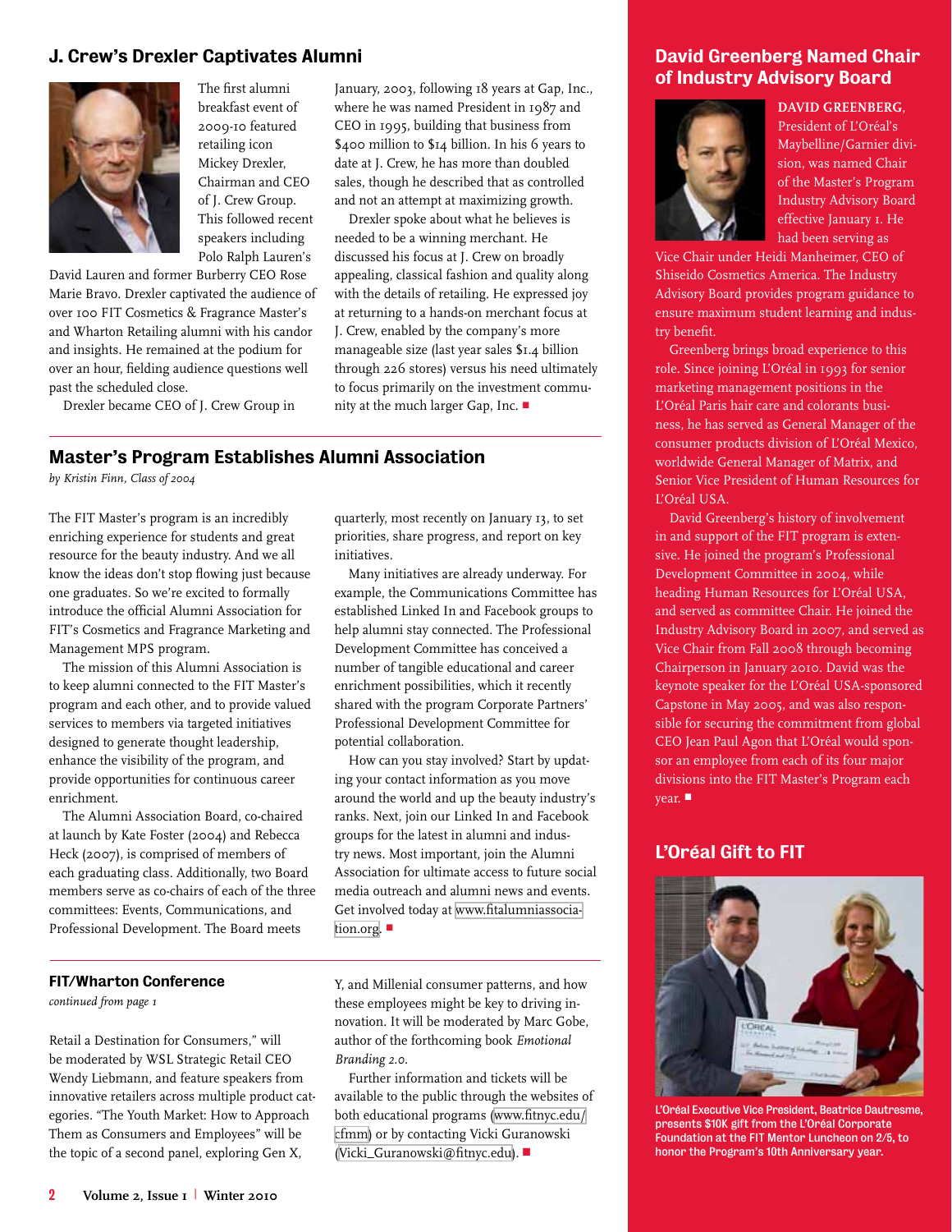## J. Crew's Drexler Captivates Alumni

The first alumni breakfast event of 2009-10 featured retailing icon Mickey Drexler, Chairman and CEO of J. Crew Group. This followed recent speakers including Polo Ralph Lauren's David Lauren and former Burberry CEO Rose Marie Bravo. Drexler captivated the audience of over 100 FIT Cosmetics & Fragrance Master's and Wharton Retailing alumni with his candor and insights. He remained at the podium for over an hour, fielding audience questions well past the scheduled close.

Drexler became CEO of J. Crew Group in January, 2003, following 18 years at Gap, Inc., where he was named President in 1987 and CEO in 1995, building that business from $400 million to $14 billion. In his 6 years to date at J. Crew, he has more than doubled sales, though he described that as controlled and not an attempt at maximizing growth.

Drexler spoke about what he believes is needed to be a winning merchant. He discussed his focus at J. Crew on broadly appealing, classical fashion and quality along with the details of retailing. He expressed joy at returning to a hands-on merchant focus at J. Crew, enabled by the company's more manageable size (last year sales $1.4 billion through 226 stores) versus his need ultimately to focus primarily on the investment community at the much larger Gap, Inc. ■

## Master's Program Establishes Alumni Association

*by Kristin Finn, Class of 2004*

The FIT Master's program is an incredibly enriching experience for students and great resource for the beauty industry. And we all know the ideas don't stop flowing just because one graduates. So we're excited to formally introduce the official Alumni Association for FIT's Cosmetics and Fragrance Marketing and Management MPS program.

The mission of this Alumni Association is to keep alumni connected to the FIT Master's program and each other, and to provide valued services to members via targeted initiatives designed to generate thought leadership, enhance the visibility of the program, and provide opportunities for continuous career enrichment.

The Alumni Association Board, co-chaired at launch by Kate Foster (2004) and Rebecca Heck (2007), is comprised of members of each graduating class. Additionally, two Board members serve as co-chairs of each of the three committees: Events, Communications, and Professional Development. The Board meets quarterly, most recently on January 13, to set priorities, share progress, and report on key initiatives.

Many initiatives are already underway. For example, the Communications Committee has established Linked In and Facebook groups to help alumni stay connected. The Professional Development Committee has conceived a number of tangible educational and career enrichment possibilities, which it recently shared with the program Corporate Partners' Professional Development Committee for potential collaboration.

How can you stay involved? Start by updating your contact information as you move around the world and up the beauty industry's ranks. Next, join our Linked In and Facebook groups for the latest in alumni and industry news. Most important, join the Alumni Association for ultimate access to future social media outreach and alumni news and events. Get involved today at www.fitalumniassociation.org. ■

### FIT/Wharton Conference

*continued from page 1*

Retail a Destination for Consumers," will be moderated by WSL Strategic Retail CEO Wendy Liebmann, and feature speakers from innovative retailers across multiple product categories. "The Youth Market: How to Approach Them as Consumers and Employees" will be the topic of a second panel, exploring Gen X, Y, and Millenial consumer patterns, and how these employees might be key to driving innovation. It will be moderated by Marc Gobe, author of the forthcoming book *Emotional Branding 2.0.*

Further information and tickets will be available to the public through the websites of both educational programs (www.fitnyc.edu/cfmm) or by contacting Vicki Guranowski (Vicki_Guranowski@fitnyc.edu). ■

## David Greenberg Named Chair of Industry Advisory Board

**DAVID GREENBERG**, President of L'Oréal's Maybelline/Garnier division, was named Chair of the Master's Program Industry Advisory Board effective January 1. He had been serving as Vice Chair under Heidi Manheimer, CEO of Shiseido Cosmetics America. The Industry Advisory Board provides program guidance to ensure maximum student learning and industry benefit.

Greenberg brings broad experience to this role. Since joining L'Oréal in 1993 for senior marketing management positions in the L'Oréal Paris hair care and colorants business, he has served as General Manager of the consumer products division of L'Oréal Mexico, worldwide General Manager of Matrix, and Senior Vice President of Human Resources for L'Oréal USA.

David Greenberg's history of involvement in and support of the FIT program is extensive. He joined the program's Professional Development Committee in 2004, while heading Human Resources for L'Oréal USA, and served as committee Chair. He joined the Industry Advisory Board in 2007, and served as Vice Chair from Fall 2008 through becoming Chairperson in January 2010. David was the keynote speaker for the L'Oréal USA-sponsored Capstone in May 2005, and was also responsible for securing the commitment from global CEO Jean Paul Agon that L'Oréal would sponsor an employee from each of its four major divisions into the FIT Master's Program each year. ■

## L'Oréal Gift to FIT

L'Oréal Executive Vice President, Beatrice Dautresme, presents $10K gift from the L'Oréal Corporate Foundation at the FIT Mentor Luncheon on 2/5, to honor the Program's 10th Anniversary year.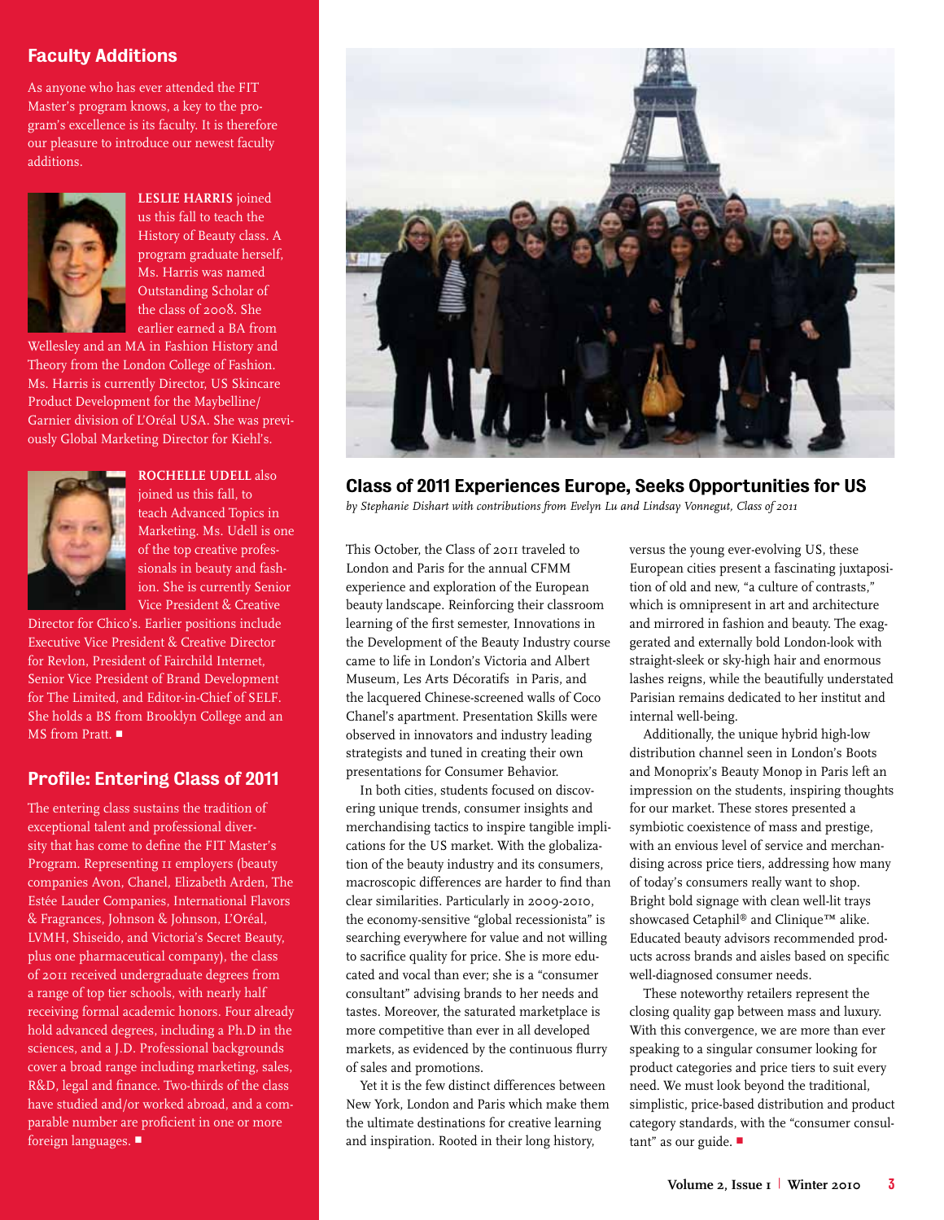## Faculty Additions

As anyone who has ever attended the FIT Master's program knows, a key to the program's excellence is its faculty. It is therefore our pleasure to introduce our newest faculty additions.

**LESLIE HARRIS** joined us this fall to teach the History of Beauty class. A program graduate herself, Ms. Harris was named Outstanding Scholar of the class of 2008. She earlier earned a BA from Wellesley and an MA in Fashion History and Theory from the London College of Fashion. Ms. Harris is currently Director, US Skincare Product Development for the Maybelline/Garnier division of L'Oréal USA. She was previously Global Marketing Director for Kiehl's.

**ROCHELLE UDELL** also joined us this fall, to teach Advanced Topics in Marketing. Ms. Udell is one of the top creative professionals in beauty and fashion. She is currently Senior Vice President & Creative Director for Chico's. Earlier positions include Executive Vice President & Creative Director for Revlon, President of Fairchild Internet, Senior Vice President of Brand Development for The Limited, and Editor-in-Chief of SELF. She holds a BS from Brooklyn College and an MS from Pratt. ■

## Profile: Entering Class of 2011

The entering class sustains the tradition of exceptional talent and professional diversity that has come to define the FIT Master's Program. Representing 11 employers (beauty companies Avon, Chanel, Elizabeth Arden, The Estée Lauder Companies, International Flavors & Fragrances, Johnson & Johnson, L'Oréal, LVMH, Shiseido, and Victoria's Secret Beauty, plus one pharmaceutical company), the class of 2011 received undergraduate degrees from a range of top tier schools, with nearly half receiving formal academic honors. Four already hold advanced degrees, including a Ph.D in the sciences, and a J.D. Professional backgrounds cover a broad range including marketing, sales, R&D, legal and finance. Two-thirds of the class have studied and/or worked abroad, and a comparable number are proficient in one or more foreign languages. ■

## Class of 2011 Experiences Europe, Seeks Opportunities for US

*by Stephanie Dishart with contributions from Evelyn Lu and Lindsay Vonnegut, Class of 2011*

This October, the Class of 2011 traveled to London and Paris for the annual CFMM experience and exploration of the European beauty landscape. Reinforcing their classroom learning of the first semester, Innovations in the Development of the Beauty Industry course came to life in London's Victoria and Albert Museum, Les Arts Décoratifs in Paris, and the lacquered Chinese-screened walls of Coco Chanel's apartment. Presentation Skills were observed in innovators and industry leading strategists and tuned in creating their own presentations for Consumer Behavior.

In both cities, students focused on discovering unique trends, consumer insights and merchandising tactics to inspire tangible implications for the US market. With the globalization of the beauty industry and its consumers, macroscopic differences are harder to find than clear similarities. Particularly in 2009-2010, the economy-sensitive "global recessionista" is searching everywhere for value and not willing to sacrifice quality for price. She is more educated and vocal than ever; she is a "consumer consultant" advising brands to her needs and tastes. Moreover, the saturated marketplace is more competitive than ever in all developed markets, as evidenced by the continuous flurry of sales and promotions.

Yet it is the few distinct differences between New York, London and Paris which make them the ultimate destinations for creative learning and inspiration. Rooted in their long history, versus the young ever-evolving US, these European cities present a fascinating juxtaposition of old and new, "a culture of contrasts," which is omnipresent in art and architecture and mirrored in fashion and beauty. The exaggerated and externally bold London-look with straight-sleek or sky-high hair and enormous lashes reigns, while the beautifully understated Parisian remains dedicated to her institut and internal well-being.

Additionally, the unique hybrid high-low distribution channel seen in London's Boots and Monoprix's Beauty Monop in Paris left an impression on the students, inspiring thoughts for our market. These stores presented a symbiotic coexistence of mass and prestige, with an envious level of service and merchandising across price tiers, addressing how many of today's consumers really want to shop. Bright bold signage with clean well-lit trays showcased Cetaphil® and Clinique™ alike. Educated beauty advisors recommended products across brands and aisles based on specific well-diagnosed consumer needs.

These noteworthy retailers represent the closing quality gap between mass and luxury. With this convergence, we are more than ever speaking to a singular consumer looking for product categories and price tiers to suit every need. We must look beyond the traditional, simplistic, price-based distribution and product category standards, with the "consumer consultant" as our guide. ■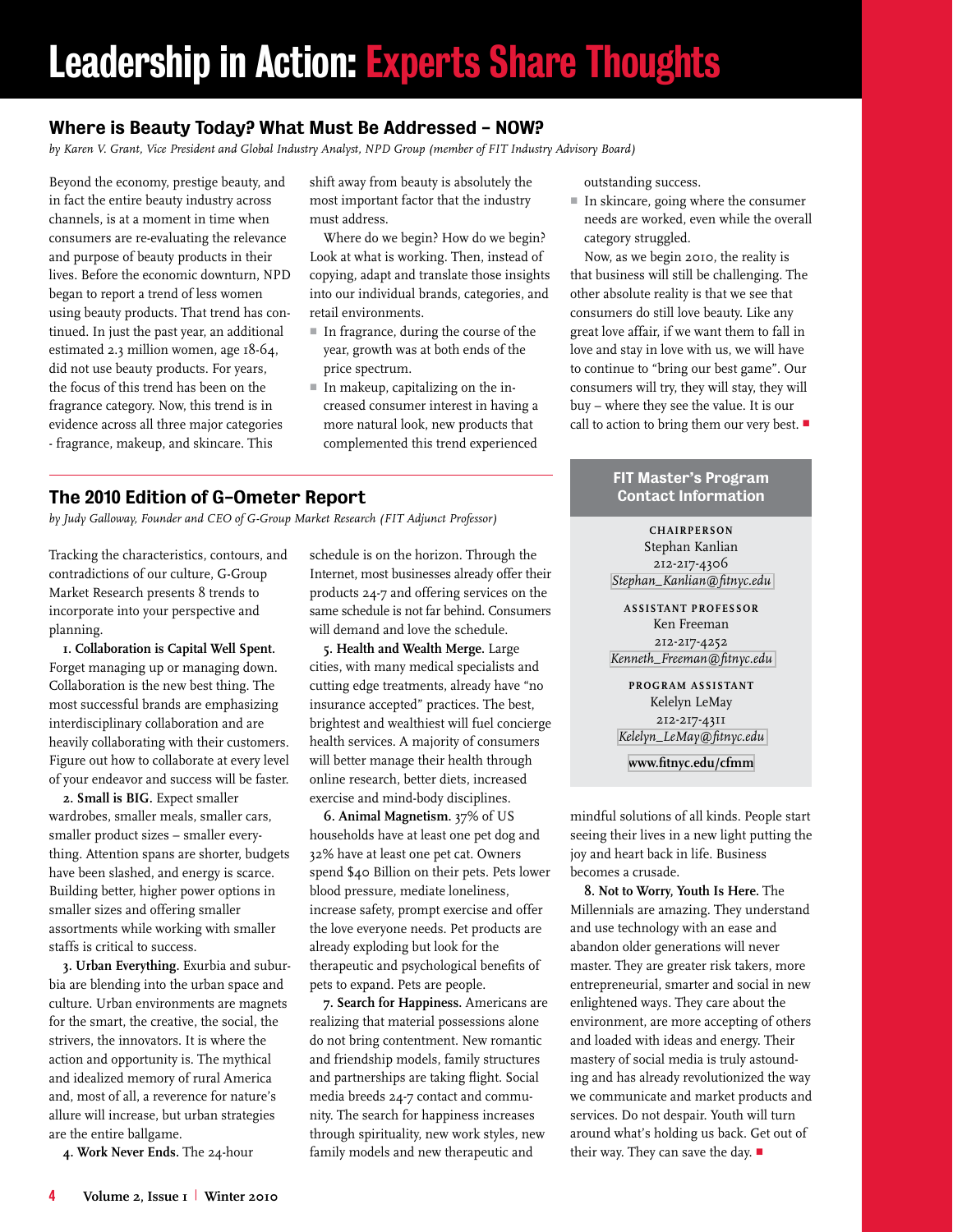# Leadership in Action: Experts Share Thoughts

## Where is Beauty Today? What Must Be Addressed – NOW?

*by Karen V. Grant, Vice President and Global Industry Analyst, NPD Group (member of FIT Industry Advisory Board)*

Beyond the economy, prestige beauty, and in fact the entire beauty industry across channels, is at a moment in time when consumers are re-evaluating the relevance and purpose of beauty products in their lives. Before the economic downturn, NPD began to report a trend of less women using beauty products. That trend has continued. In just the past year, an additional estimated 2.3 million women, age 18-64, did not use beauty products. For years, the focus of this trend has been on the fragrance category. Now, this trend is in evidence across all three major categories - fragrance, makeup, and skincare. This shift away from beauty is absolutely the most important factor that the industry must address.

Where do we begin? How do we begin? Look at what is working. Then, instead of copying, adapt and translate those insights into our individual brands, categories, and retail environments.

- In fragrance, during the course of the year, growth was at both ends of the price spectrum.
- In makeup, capitalizing on the increased consumer interest in having a more natural look, new products that complemented this trend experienced outstanding success.
- In skincare, going where the consumer needs are worked, even while the overall category struggled.

Now, as we begin 2010, the reality is that business will still be challenging. The other absolute reality is that we see that consumers do still love beauty. Like any great love affair, if we want them to fall in love and stay in love with us, we will have to continue to "bring our best game". Our consumers will try, they will stay, they will buy – where they see the value. It is our call to action to bring them our very best. ■

## The 2010 Edition of G-Ometer Report

*by Judy Galloway, Founder and CEO of G-Group Market Research (FIT Adjunct Professor)*

Tracking the characteristics, contours, and contradictions of our culture, G-Group Market Research presents 8 trends to incorporate into your perspective and planning.

**1. Collaboration is Capital Well Spent.** Forget managing up or managing down. Collaboration is the new best thing. The most successful brands are emphasizing interdisciplinary collaboration and are heavily collaborating with their customers. Figure out how to collaborate at every level of your endeavor and success will be faster.

**2. Small is BIG.** Expect smaller wardrobes, smaller meals, smaller cars, smaller product sizes – smaller everything. Attention spans are shorter, budgets have been slashed, and energy is scarce. Building better, higher power options in smaller sizes and offering smaller assortments while working with smaller staffs is critical to success.

**3. Urban Everything.** Exurbia and suburbia are blending into the urban space and culture. Urban environments are magnets for the smart, the creative, the social, the strivers, the innovators. It is where the action and opportunity is. The mythical and idealized memory of rural America and, most of all, a reverence for nature's allure will increase, but urban strategies are the entire ballgame.

**4. Work Never Ends.** The 24-hour schedule is on the horizon. Through the Internet, most businesses already offer their products 24-7 and offering services on the same schedule is not far behind. Consumers will demand and love the schedule.

**5. Health and Wealth Merge.** Large cities, with many medical specialists and cutting edge treatments, already have "no insurance accepted" practices. The best, brightest and wealthiest will fuel concierge health services. A majority of consumers will better manage their health through online research, better diets, increased exercise and mind-body disciplines.

**6. Animal Magnetism.** 37% of US households have at least one pet dog and 32% have at least one pet cat. Owners spend $40 Billion on their pets. Pets lower blood pressure, mediate loneliness, increase safety, prompt exercise and offer the love everyone needs. Pet products are already exploding but look for the therapeutic and psychological benefits of pets to expand. Pets are people.

**7. Search for Happiness.** Americans are realizing that material possessions alone do not bring contentment. New romantic and friendship models, family structures and partnerships are taking flight. Social media breeds 24-7 contact and community. The search for happiness increases through spirituality, new work styles, new family models and new therapeutic and mindful solutions of all kinds. People start seeing their lives in a new light putting the joy and heart back in life. Business becomes a crusade.

**8. Not to Worry, Youth Is Here.** The Millennials are amazing. They understand and use technology with an ease and abandon older generations will never master. They are greater risk takers, more entrepreneurial, smarter and social in new enlightened ways. They care about the environment, are more accepting of others and loaded with ideas and energy. Their mastery of social media is truly astounding and has already revolutionized the way we communicate and market products and services. Do not despair. Youth will turn around what's holding us back. Get out of their way. They can save the day. ■

### FIT Master's Program Contact Information

**CHAIRPERSON**
Stephan Kanlian
212-217-4306
Stephan_Kanlian@fitnyc.edu

**ASSISTANT PROFESSOR**
Ken Freeman
212-217-4252
Kenneth_Freeman@fitnyc.edu

**PROGRAM ASSISTANT**
Kelelyn LeMay
212-217-4311
Kelelyn_LeMay@fitnyc.edu

www.fitnyc.edu/cfmm